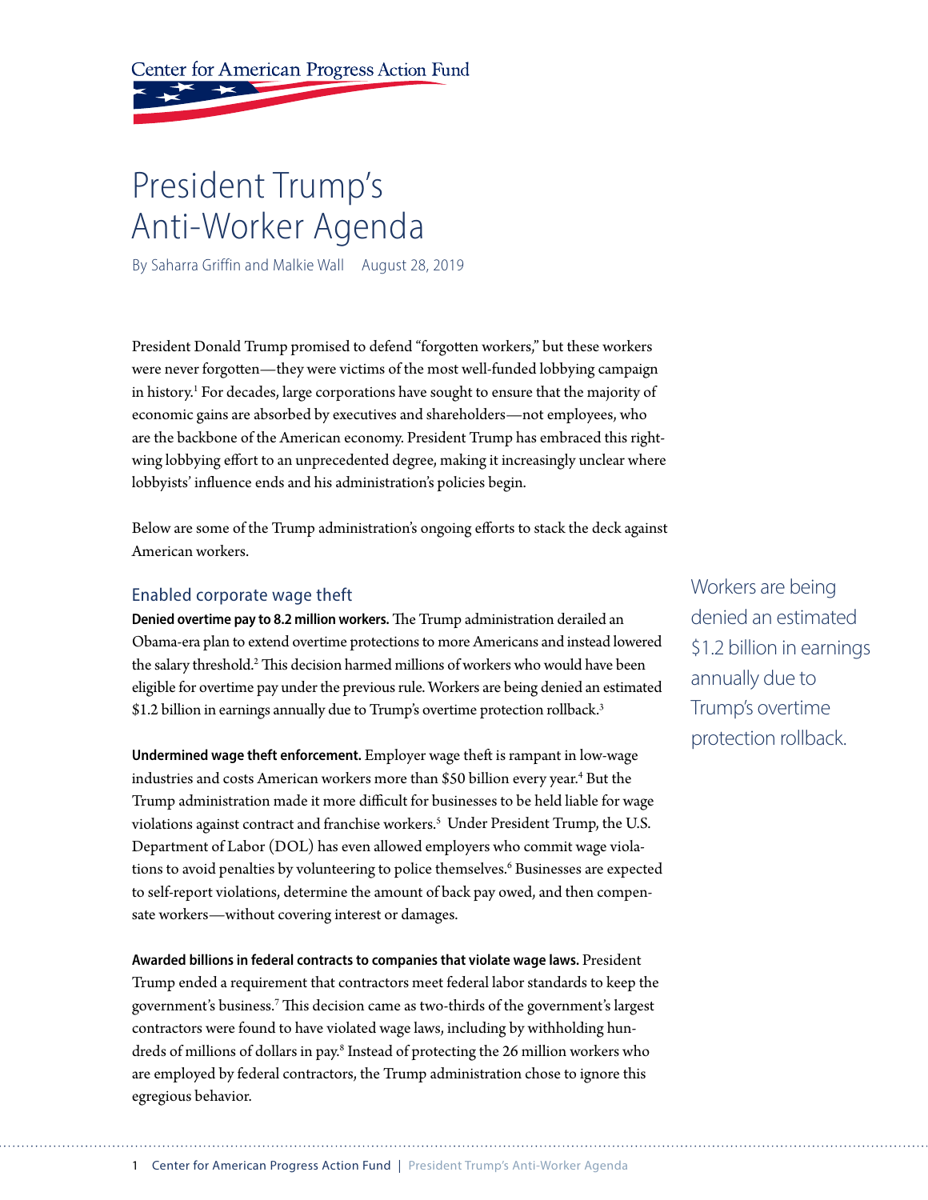Center for American Progress Action Fund

# President Trump's Anti-Worker Agenda

By Saharra Griffin and Malkie Wall    August 28, 2019

President Donald Trump promised to defend "forgotten workers," but these workers were never forgotten—they were victims of the most well-funded lobbying campaign in history.[1] For decades, large corporations have sought to ensure that the majority of economic gains are absorbed by executives and shareholders—not employees, who are the backbone of the American economy. President Trump has embraced this right-wing lobbying effort to an unprecedented degree, making it increasingly unclear where lobbyists' influence ends and his administration's policies begin.

Below are some of the Trump administration's ongoing efforts to stack the deck against American workers.

## Enabled corporate wage theft

**Denied overtime pay to 8.2 million workers.** The Trump administration derailed an Obama-era plan to extend overtime protections to more Americans and instead lowered the salary threshold.[2] This decision harmed millions of workers who would have been eligible for overtime pay under the previous rule. Workers are being denied an estimated $1.2 billion in earnings annually due to Trump's overtime protection rollback.[3]

> Workers are being denied an estimated $1.2 billion in earnings annually due to Trump's overtime protection rollback.

**Undermined wage theft enforcement.** Employer wage theft is rampant in low-wage industries and costs American workers more than $50 billion every year.[4] But the Trump administration made it more difficult for businesses to be held liable for wage violations against contract and franchise workers.[5] Under President Trump, the U.S. Department of Labor (DOL) has even allowed employers who commit wage violations to avoid penalties by volunteering to police themselves.[6] Businesses are expected to self-report violations, determine the amount of back pay owed, and then compensate workers—without covering interest or damages.

**Awarded billions in federal contracts to companies that violate wage laws.** President Trump ended a requirement that contractors meet federal labor standards to keep the government's business.[7] This decision came as two-thirds of the government's largest contractors were found to have violated wage laws, including by withholding hundreds of millions of dollars in pay.[8] Instead of protecting the 26 million workers who are employed by federal contractors, the Trump administration chose to ignore this egregious behavior.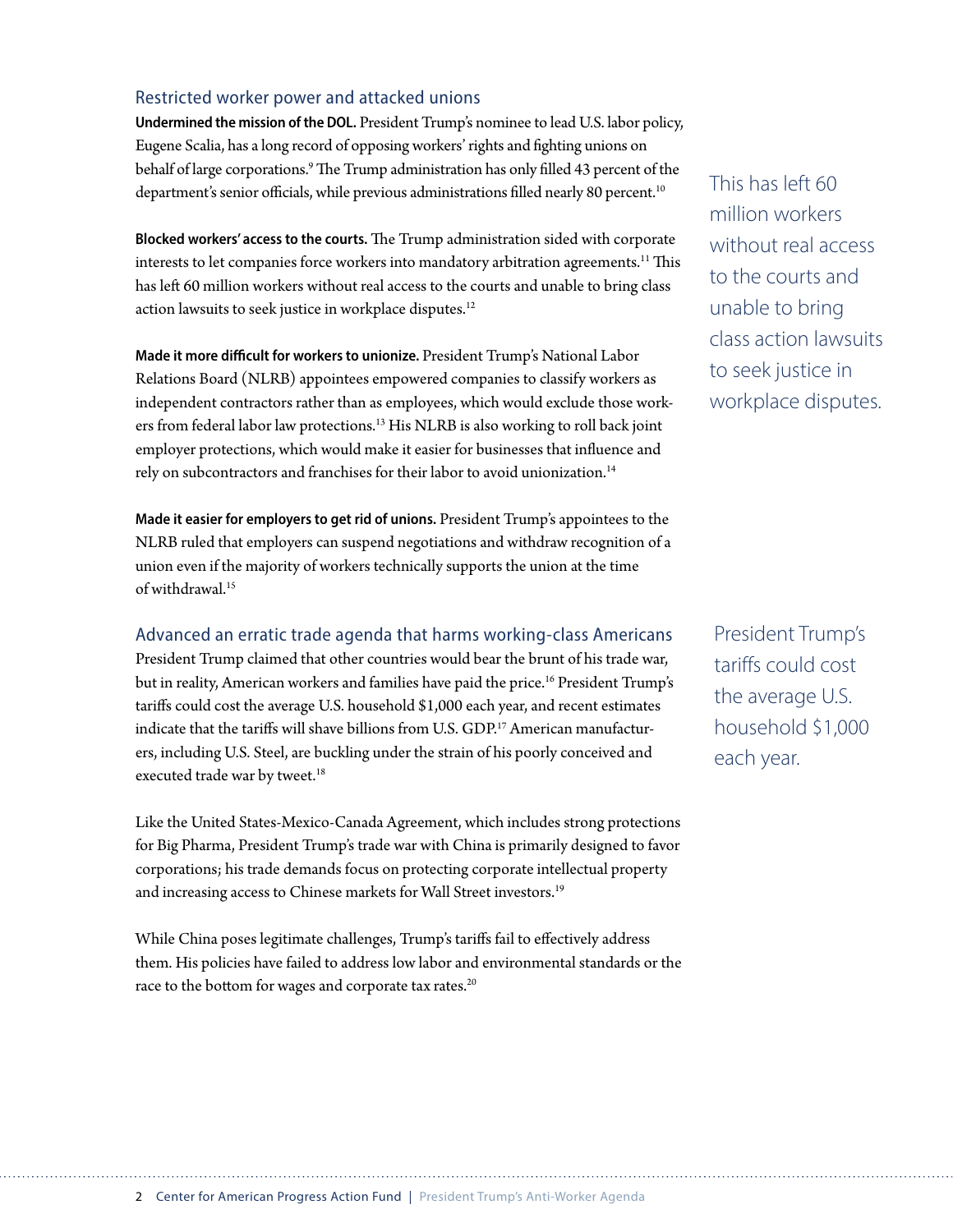## Restricted worker power and attacked unions

**Undermined the mission of the DOL.** President Trump's nominee to lead U.S. labor policy, Eugene Scalia, has a long record of opposing workers' rights and fighting unions on behalf of large corporations.[9] The Trump administration has only filled 43 percent of the department's senior officials, while previous administrations filled nearly 80 percent.[10]

**Blocked workers' access to the courts.** The Trump administration sided with corporate interests to let companies force workers into mandatory arbitration agreements.[11] This has left 60 million workers without real access to the courts and unable to bring class action lawsuits to seek justice in workplace disputes.[12]

This has left 60 million workers without real access to the courts and unable to bring class action lawsuits to seek justice in workplace disputes.

**Made it more difficult for workers to unionize.** President Trump's National Labor Relations Board (NLRB) appointees empowered companies to classify workers as independent contractors rather than as employees, which would exclude those workers from federal labor law protections.[13] His NLRB is also working to roll back joint employer protections, which would make it easier for businesses that influence and rely on subcontractors and franchises for their labor to avoid unionization.[14]

**Made it easier for employers to get rid of unions.** President Trump's appointees to the NLRB ruled that employers can suspend negotiations and withdraw recognition of a union even if the majority of workers technically supports the union at the time of withdrawal.[15]

## Advanced an erratic trade agenda that harms working-class Americans

President Trump claimed that other countries would bear the brunt of his trade war, but in reality, American workers and families have paid the price.[16] President Trump's tariffs could cost the average U.S. household $1,000 each year, and recent estimates indicate that the tariffs will shave billions from U.S. GDP.[17] American manufacturers, including U.S. Steel, are buckling under the strain of his poorly conceived and executed trade war by tweet.[18]

President Trump's tariffs could cost the average U.S. household $1,000 each year.

Like the United States-Mexico-Canada Agreement, which includes strong protections for Big Pharma, President Trump's trade war with China is primarily designed to favor corporations; his trade demands focus on protecting corporate intellectual property and increasing access to Chinese markets for Wall Street investors.[19]

While China poses legitimate challenges, Trump's tariffs fail to effectively address them. His policies have failed to address low labor and environmental standards or the race to the bottom for wages and corporate tax rates.[20]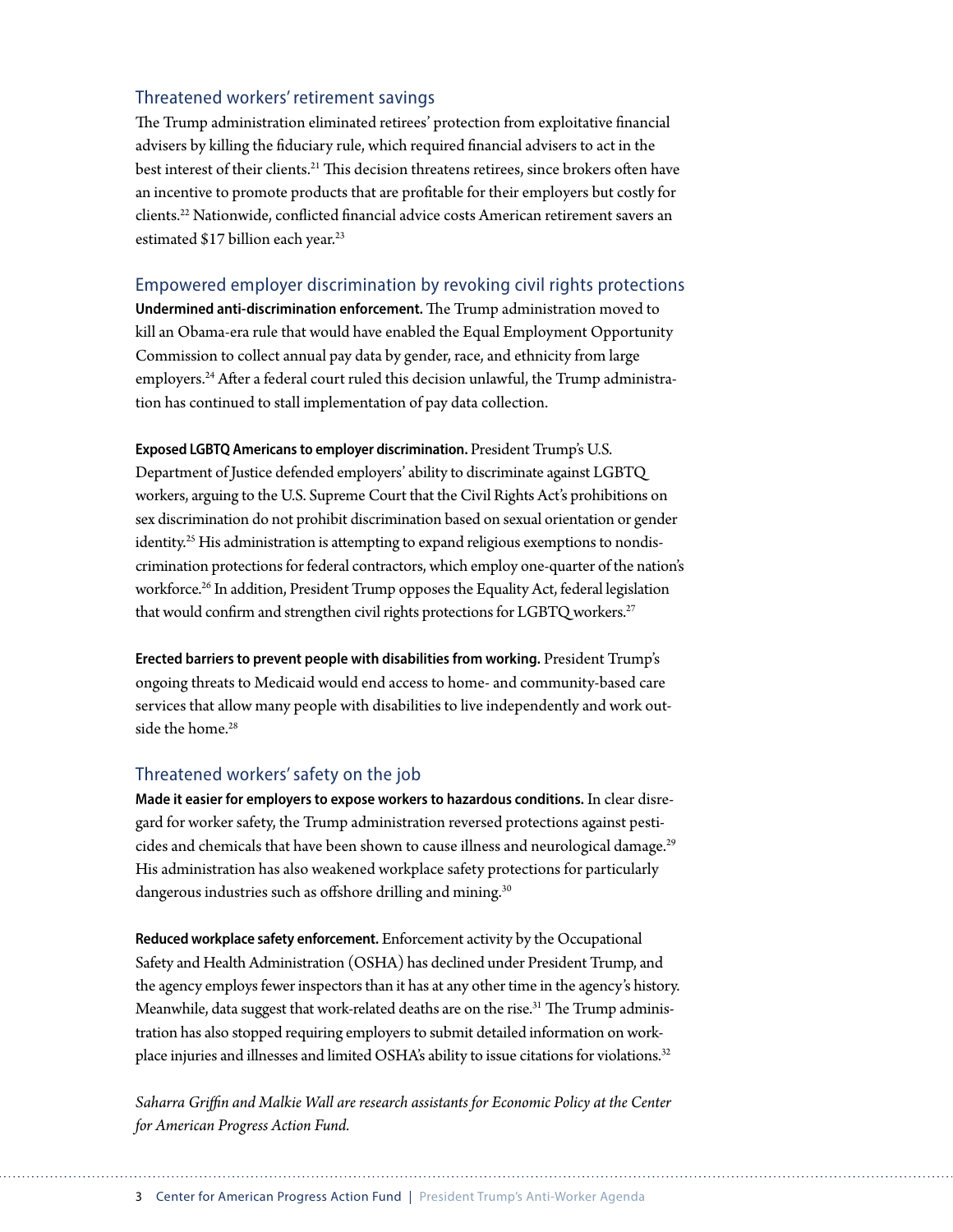## Threatened workers' retirement savings

The Trump administration eliminated retirees' protection from exploitative financial advisers by killing the fiduciary rule, which required financial advisers to act in the best interest of their clients.[21] This decision threatens retirees, since brokers often have an incentive to promote products that are profitable for their employers but costly for clients.[22] Nationwide, conflicted financial advice costs American retirement savers an estimated $17 billion each year.[23]

## Empowered employer discrimination by revoking civil rights protections

**Undermined anti-discrimination enforcement.** The Trump administration moved to kill an Obama-era rule that would have enabled the Equal Employment Opportunity Commission to collect annual pay data by gender, race, and ethnicity from large employers.[24] After a federal court ruled this decision unlawful, the Trump administration has continued to stall implementation of pay data collection.

**Exposed LGBTQ Americans to employer discrimination.** President Trump's U.S. Department of Justice defended employers' ability to discriminate against LGBTQ workers, arguing to the U.S. Supreme Court that the Civil Rights Act's prohibitions on sex discrimination do not prohibit discrimination based on sexual orientation or gender identity.[25] His administration is attempting to expand religious exemptions to nondiscrimination protections for federal contractors, which employ one-quarter of the nation's workforce.[26] In addition, President Trump opposes the Equality Act, federal legislation that would confirm and strengthen civil rights protections for LGBTQ workers.[27]

**Erected barriers to prevent people with disabilities from working.** President Trump's ongoing threats to Medicaid would end access to home- and community-based care services that allow many people with disabilities to live independently and work outside the home.[28]

## Threatened workers' safety on the job

**Made it easier for employers to expose workers to hazardous conditions.** In clear disregard for worker safety, the Trump administration reversed protections against pesticides and chemicals that have been shown to cause illness and neurological damage.[29] His administration has also weakened workplace safety protections for particularly dangerous industries such as offshore drilling and mining.[30]

**Reduced workplace safety enforcement.** Enforcement activity by the Occupational Safety and Health Administration (OSHA) has declined under President Trump, and the agency employs fewer inspectors than it has at any other time in the agency's history. Meanwhile, data suggest that work-related deaths are on the rise.[31] The Trump administration has also stopped requiring employers to submit detailed information on workplace injuries and illnesses and limited OSHA's ability to issue citations for violations.[32]

*Saharra Griffin and Malkie Wall are research assistants for Economic Policy at the Center for American Progress Action Fund.*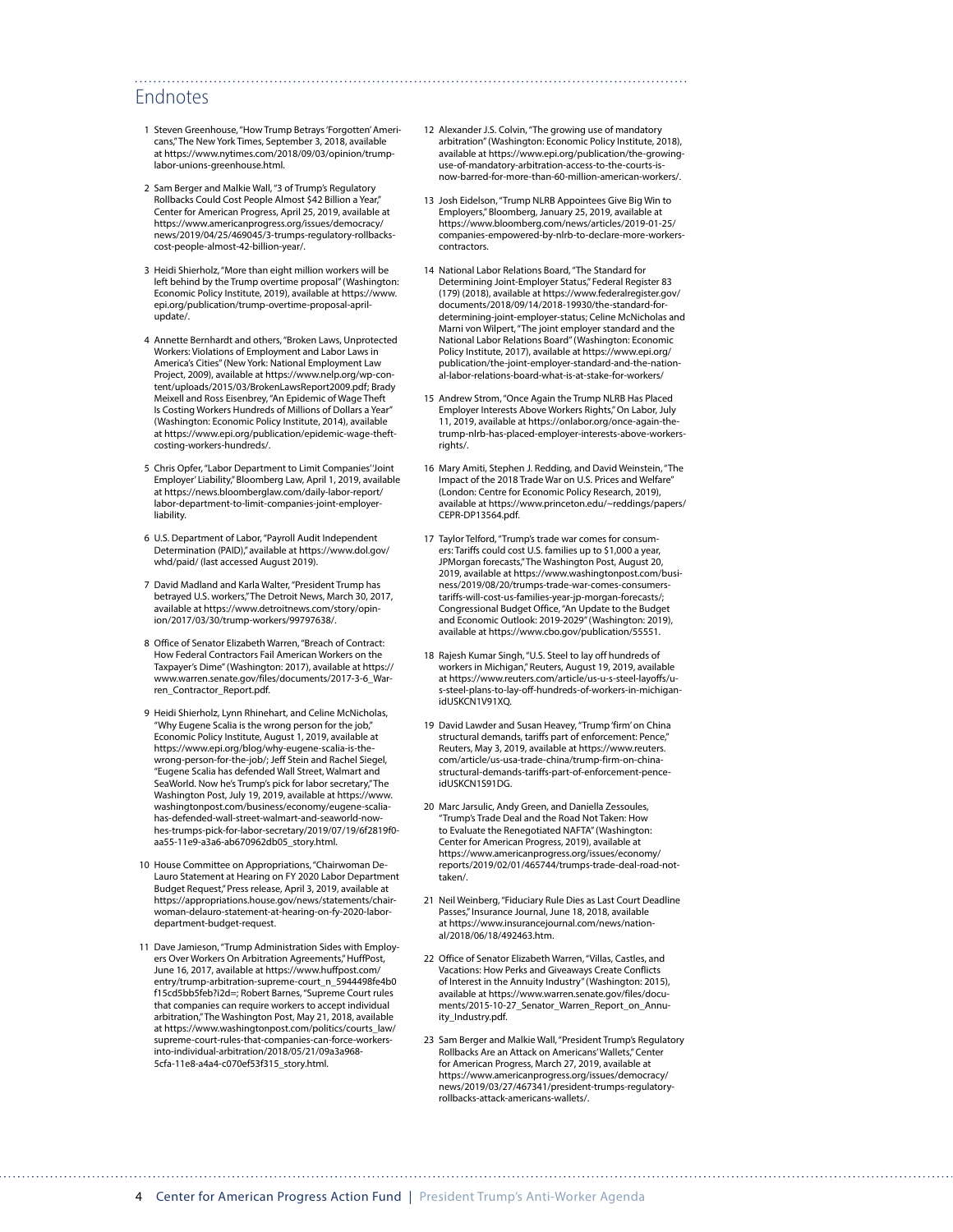## Endnotes

1. Steven Greenhouse, "How Trump Betrays 'Forgotten' Americans," The New York Times, September 3, 2018, available at https://www.nytimes.com/2018/09/03/opinion/trump-labor-unions-greenhouse.html.

2. Sam Berger and Malkie Wall, "3 of Trump's Regulatory Rollbacks Could Cost People Almost $42 Billion a Year," Center for American Progress, April 25, 2019, available at https://www.americanprogress.org/issues/democracy/news/2019/04/25/469045/3-trumps-regulatory-rollbacks-cost-people-almost-42-billion-year/.

3. Heidi Shierholz, "More than eight million workers will be left behind by the Trump overtime proposal" (Washington: Economic Policy Institute, 2019), available at https://www.epi.org/publication/trump-overtime-proposal-april-update/.

4. Annette Bernhardt and others, "Broken Laws, Unprotected Workers: Violations of Employment and Labor Laws in America's Cities" (New York: National Employment Law Project, 2009), available at https://www.nelp.org/wp-content/uploads/2015/03/BrokenLawsReport2009.pdf; Brady Meixell and Ross Eisenbrey, "An Epidemic of Wage Theft Is Costing Workers Hundreds of Millions of Dollars a Year" (Washington: Economic Policy Institute, 2014), available at https://www.epi.org/publication/epidemic-wage-theft-costing-workers-hundreds/.

5. Chris Opfer, "Labor Department to Limit Companies' 'Joint Employer' Liability," Bloomberg Law, April 1, 2019, available at https://news.bloomberglaw.com/daily-labor-report/labor-department-to-limit-companies-joint-employer-liability.

6. U.S. Department of Labor, "Payroll Audit Independent Determination (PAID)," available at https://www.dol.gov/whd/paid/ (last accessed August 2019).

7. David Madland and Karla Walter, "President Trump has betrayed U.S. workers," The Detroit News, March 30, 2017, available at https://www.detroitnews.com/story/opinion/2017/03/30/trump-workers/99797638/.

8. Office of Senator Elizabeth Warren, "Breach of Contract: How Federal Contractors Fail American Workers on the Taxpayer's Dime" (Washington: 2017), available at https://www.warren.senate.gov/files/documents/2017-3-6_Warren_Contractor_Report.pdf.

9. Heidi Shierholz, Lynn Rhinehart, and Celine McNicholas, "Why Eugene Scalia is the wrong person for the job," Economic Policy Institute, August 1, 2019, available at https://www.epi.org/blog/why-eugene-scalia-is-the-wrong-person-for-the-job/; Jeff Stein and Rachel Siegel, "Eugene Scalia has defended Wall Street, Walmart and SeaWorld. Now he's Trump's pick for labor secretary," The Washington Post, July 19, 2019, available at https://www.washingtonpost.com/business/economy/eugene-scalia-has-defended-wall-street-walmart-and-seaworld-now-hes-trumps-pick-for-labor-secretary/2019/07/19/6f2819f0-aa55-11e9-a3a6-ab670962db05_story.html.

10. House Committee on Appropriations, "Chairwoman DeLauro Statement at Hearing on FY 2020 Labor Department Budget Request," Press release, April 3, 2019, available at https://appropriations.house.gov/news/statements/chairwoman-delauro-statement-at-hearing-on-fy-2020-labor-department-budget-request.

11. Dave Jamieson, "Trump Administration Sides with Employers Over Workers On Arbitration Agreements," HuffPost, June 16, 2017, available at https://www.huffpost.com/entry/trump-arbitration-supreme-court_n_5944498fe4b0f15cd5bb5feb?i2d=; Robert Barnes, "Supreme Court rules that companies can require workers to accept individual arbitration," The Washington Post, May 21, 2018, available at https://www.washingtonpost.com/politics/courts_law/supreme-court-rules-that-companies-can-force-workers-into-individual-arbitration/2018/05/21/09a3a968-5cfa-11e8-a4a4-c070ef53f315_story.html.

12. Alexander J.S. Colvin, "The growing use of mandatory arbitration" (Washington: Economic Policy Institute, 2018), available at https://www.epi.org/publication/the-growing-use-of-mandatory-arbitration-access-to-the-courts-is-now-barred-for-more-than-60-million-american-workers/.

13. Josh Eidelson, "Trump NLRB Appointees Give Big Win to Employers," Bloomberg, January 25, 2019, available at https://www.bloomberg.com/news/articles/2019-01-25/companies-empowered-by-nlrb-to-declare-more-workers-contractors.

14. National Labor Relations Board, "The Standard for Determining Joint-Employer Status," Federal Register 83 (179) (2018), available at https://www.federalregister.gov/documents/2018/09/14/2018-19930/the-standard-for-determining-joint-employer-status; Celine McNicholas and Marni von Wilpert, "The joint employer standard and the National Labor Relations Board" (Washington: Economic Policy Institute, 2017), available at https://www.epi.org/publication/the-joint-employer-standard-and-the-national-labor-relations-board-what-is-at-stake-for-workers/

15. Andrew Strom, "Once Again the Trump NLRB Has Placed Employer Interests Above Workers Rights," On Labor, July 11, 2019, available at https://onlabor.org/once-again-the-trump-nlrb-has-placed-employer-interests-above-workers-rights/.

16. Mary Amiti, Stephen J. Redding, and David Weinstein, "The Impact of the 2018 Trade War on U.S. Prices and Welfare" (London: Centre for Economic Policy Research, 2019), available at https://www.princeton.edu/~reddings/papers/CEPR-DP13564.pdf.

17. Taylor Telford, "Trump's trade war comes for consumers: Tariffs could cost U.S. families up to $1,000 a year, JPMorgan forecasts," The Washington Post, August 20, 2019, available at https://www.washingtonpost.com/business/2019/08/20/trumps-trade-war-comes-consumers-tariffs-will-cost-us-families-year-jp-morgan-forecasts/; Congressional Budget Office, "An Update to the Budget and Economic Outlook: 2019-2029" (Washington: 2019), available at https://www.cbo.gov/publication/55551.

18. Rajesh Kumar Singh, "U.S. Steel to lay off hundreds of workers in Michigan," Reuters, August 19, 2019, available at https://www.reuters.com/article/us-u-s-steel-layoffs/u-s-steel-plans-to-lay-off-hundreds-of-workers-in-michigan-idUSKCN1V91XQ.

19. David Lawder and Susan Heavey, "Trump 'firm' on China structural demands, tariffs part of enforcement: Pence," Reuters, May 3, 2019, available at https://www.reuters.com/article/us-usa-trade-china/trump-firm-on-china-structural-demands-tariffs-part-of-enforcement-pence-idUSKCN1S91DG.

20. Marc Jarsulic, Andy Green, and Daniella Zessoules, "Trump's Trade Deal and the Road Not Taken: How to Evaluate the Renegotiated NAFTA" (Washington: Center for American Progress, 2019), available at https://www.americanprogress.org/issues/economy/reports/2019/02/01/465744/trumps-trade-deal-road-not-taken/.

21. Neil Weinberg, "Fiduciary Rule Dies as Last Court Deadline Passes," Insurance Journal, June 18, 2018, available at https://www.insurancejournal.com/news/national/2018/06/18/492463.htm.

22. Office of Senator Elizabeth Warren, "Villas, Castles, and Vacations: How Perks and Giveaways Create Conflicts of Interest in the Annuity Industry" (Washington: 2015), available at https://www.warren.senate.gov/files/documents/2015-10-27_Senator_Warren_Report_on_Annuity_Industry.pdf.

23. Sam Berger and Malkie Wall, "President Trump's Regulatory Rollbacks Are an Attack on Americans' Wallets," Center for American Progress, March 27, 2019, available at https://www.americanprogress.org/issues/democracy/news/2019/03/27/467341/president-trumps-regulatory-rollbacks-attack-americans-wallets/.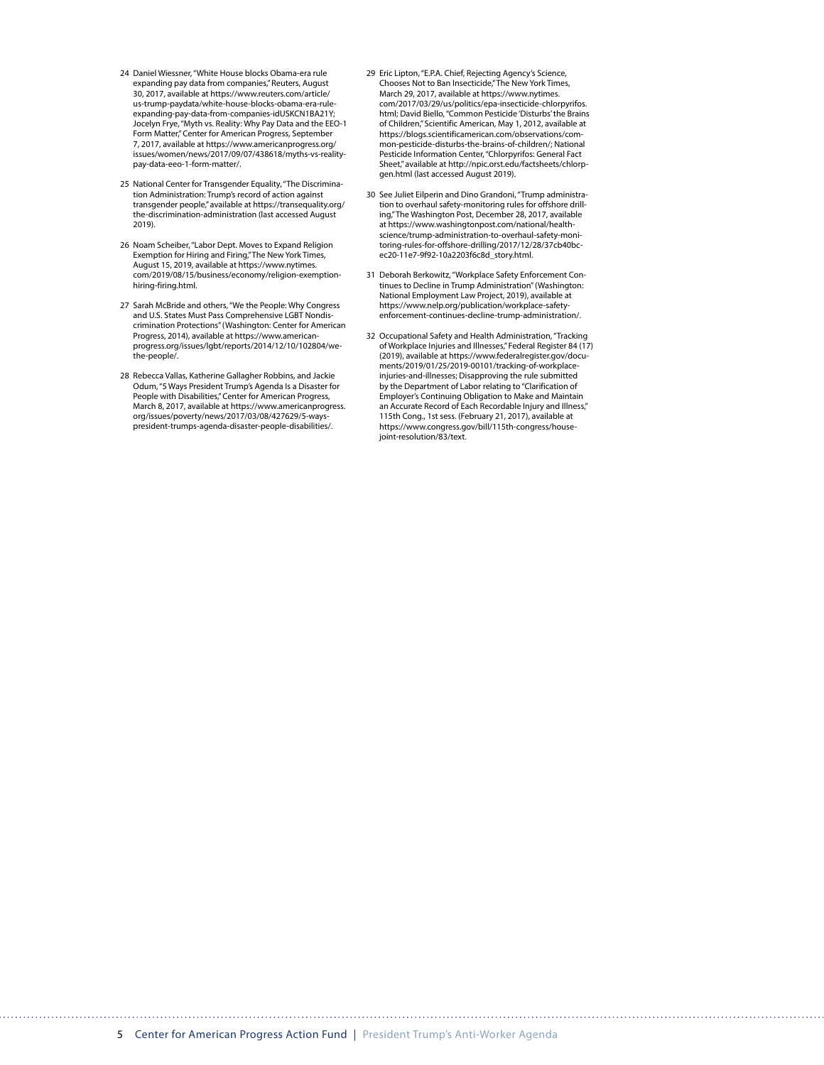24 Daniel Wiessner, "White House blocks Obama-era rule expanding pay data from companies," Reuters, August 30, 2017, available at https://www.reuters.com/article/us-trump-paydata/white-house-blocks-obama-era-rule-expanding-pay-data-from-companies-idUSKCN1BA21Y; Jocelyn Frye, "Myth vs. Reality: Why Pay Data and the EEO-1 Form Matter," Center for American Progress, September 7, 2017, available at https://www.americanprogress.org/issues/women/news/2017/09/07/438618/myths-vs-reality-pay-data-eeo-1-form-matter/.

25 National Center for Transgender Equality, "The Discrimination Administration: Trump's record of action against transgender people," available at https://transequality.org/the-discrimination-administration (last accessed August 2019).

26 Noam Scheiber, "Labor Dept. Moves to Expand Religion Exemption for Hiring and Firing," The New York Times, August 15, 2019, available at https://www.nytimes.com/2019/08/15/business/economy/religion-exemption-hiring-firing.html.

27 Sarah McBride and others, "We the People: Why Congress and U.S. States Must Pass Comprehensive LGBT Nondiscrimination Protections" (Washington: Center for American Progress, 2014), available at https://www.americanprogress.org/issues/lgbt/reports/2014/12/10/102804/we-the-people/.

28 Rebecca Vallas, Katherine Gallagher Robbins, and Jackie Odum, "5 Ways President Trump's Agenda Is a Disaster for People with Disabilities," Center for American Progress, March 8, 2017, available at https://www.americanprogress.org/issues/poverty/news/2017/03/08/427629/5-ways-president-trumps-agenda-disaster-people-disabilities/.

29 Eric Lipton, "E.P.A. Chief, Rejecting Agency's Science, Chooses Not to Ban Insecticide," The New York Times, March 29, 2017, available at https://www.nytimes.com/2017/03/29/us/politics/epa-insecticide-chlorpyrifos.html; David Biello, "Common Pesticide 'Disturbs' the Brains of Children," Scientific American, May 1, 2012, available at https://blogs.scientificamerican.com/observations/common-pesticide-disturbs-the-brains-of-children/; National Pesticide Information Center, "Chlorpyrifos: General Fact Sheet," available at http://npic.orst.edu/factsheets/chlorpgen.html (last accessed August 2019).

30 See Juliet Eilperin and Dino Grandoni, "Trump administration to overhaul safety-monitoring rules for offshore drilling," The Washington Post, December 28, 2017, available at https://www.washingtonpost.com/national/health-science/trump-administration-to-overhaul-safety-monitoring-rules-for-offshore-drilling/2017/12/28/37cb40bc-ec20-11e7-9f92-10a2203f6c8d_story.html.

31 Deborah Berkowitz, "Workplace Safety Enforcement Continues to Decline in Trump Administration" (Washington: National Employment Law Project, 2019), available at https://www.nelp.org/publication/workplace-safety-enforcement-continues-decline-trump-administration/.

32 Occupational Safety and Health Administration, "Tracking of Workplace Injuries and Illnesses," Federal Register 84 (17) (2019), available at https://www.federalregister.gov/documents/2019/01/25/2019-00101/tracking-of-workplace-injuries-and-illnesses; Disapproving the rule submitted by the Department of Labor relating to "Clarification of Employer's Continuing Obligation to Make and Maintain an Accurate Record of Each Recordable Injury and Illness," 115th Cong., 1st sess. (February 21, 2017), available at https://www.congress.gov/bill/115th-congress/house-joint-resolution/83/text.